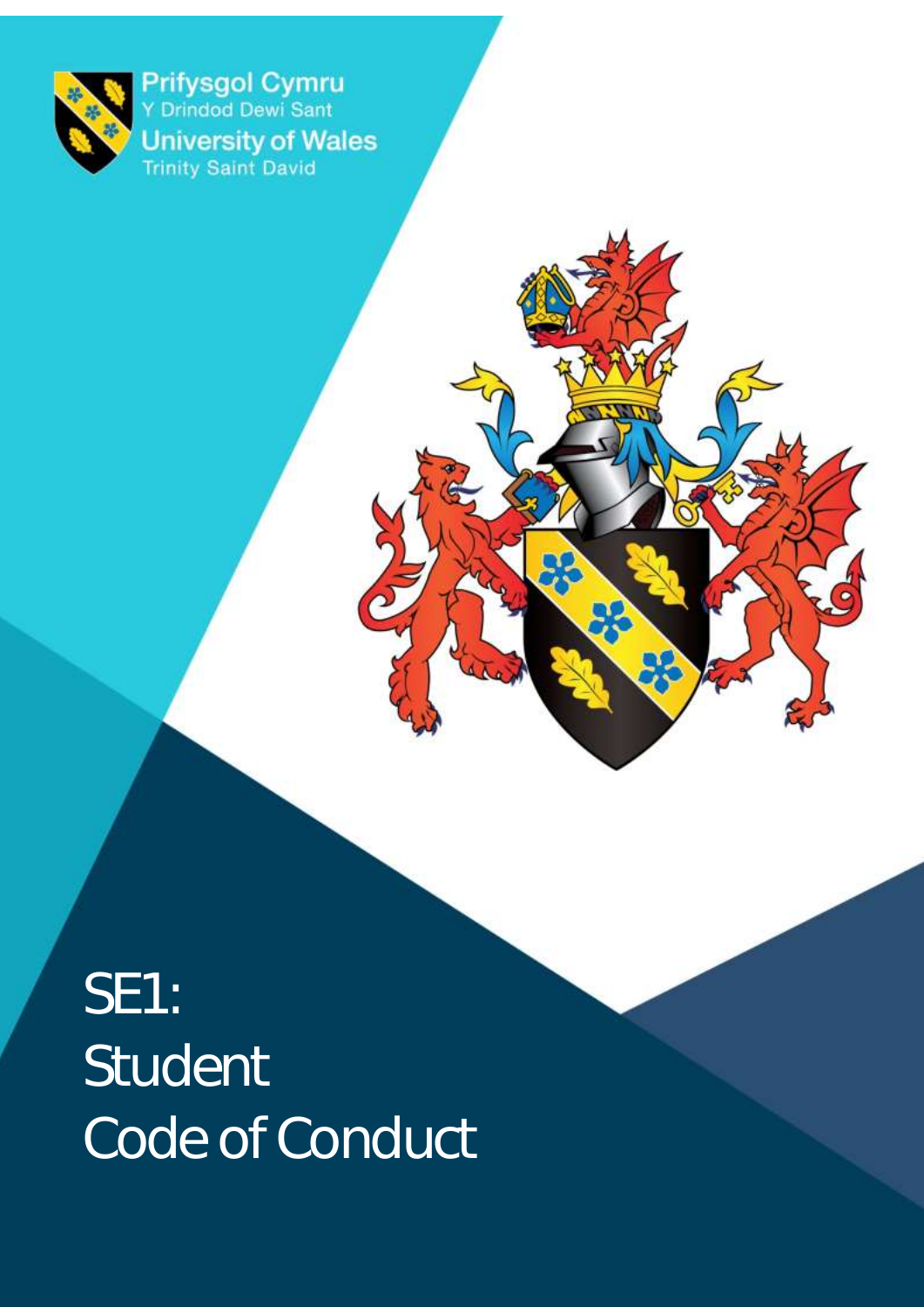Prifysgol Cymru
Y Drindod Dewi Sant
University of Wales
Trinity Saint David

# SE1: Student Code of Conduct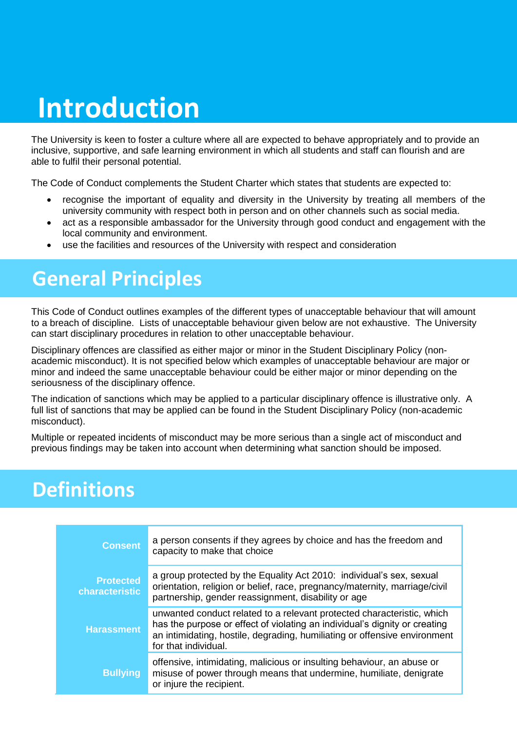# Introduction

The University is keen to foster a culture where all are expected to behave appropriately and to provide an inclusive, supportive, and safe learning environment in which all students and staff can flourish and are able to fulfil their personal potential.

The Code of Conduct complements the Student Charter which states that students are expected to:

- recognise the important of equality and diversity in the University by treating all members of the university community with respect both in person and on other channels such as social media.
- act as a responsible ambassador for the University through good conduct and engagement with the local community and environment.
- use the facilities and resources of the University with respect and consideration

## General Principles

This Code of Conduct outlines examples of the different types of unacceptable behaviour that will amount to a breach of discipline. Lists of unacceptable behaviour given below are not exhaustive. The University can start disciplinary procedures in relation to other unacceptable behaviour.

Disciplinary offences are classified as either major or minor in the Student Disciplinary Policy (non-academic misconduct). It is not specified below which examples of unacceptable behaviour are major or minor and indeed the same unacceptable behaviour could be either major or minor depending on the seriousness of the disciplinary offence.

The indication of sanctions which may be applied to a particular disciplinary offence is illustrative only. A full list of sanctions that may be applied can be found in the Student Disciplinary Policy (non-academic misconduct).

Multiple or repeated incidents of misconduct may be more serious than a single act of misconduct and previous findings may be taken into account when determining what sanction should be imposed.

## Definitions

| Term | Definition |
|---|---|
| **Consent** | a person consents if they agrees by choice and has the freedom and capacity to make that choice |
| **Protected characteristic** | a group protected by the Equality Act 2010: individual's sex, sexual orientation, religion or belief, race, pregnancy/maternity, marriage/civil partnership, gender reassignment, disability or age |
| **Harassment** | unwanted conduct related to a relevant protected characteristic, which has the purpose or effect of violating an individual's dignity or creating an intimidating, hostile, degrading, humiliating or offensive environment for that individual. |
| **Bullying** | offensive, intimidating, malicious or insulting behaviour, an abuse or misuse of power through means that undermine, humiliate, denigrate or injure the recipient. |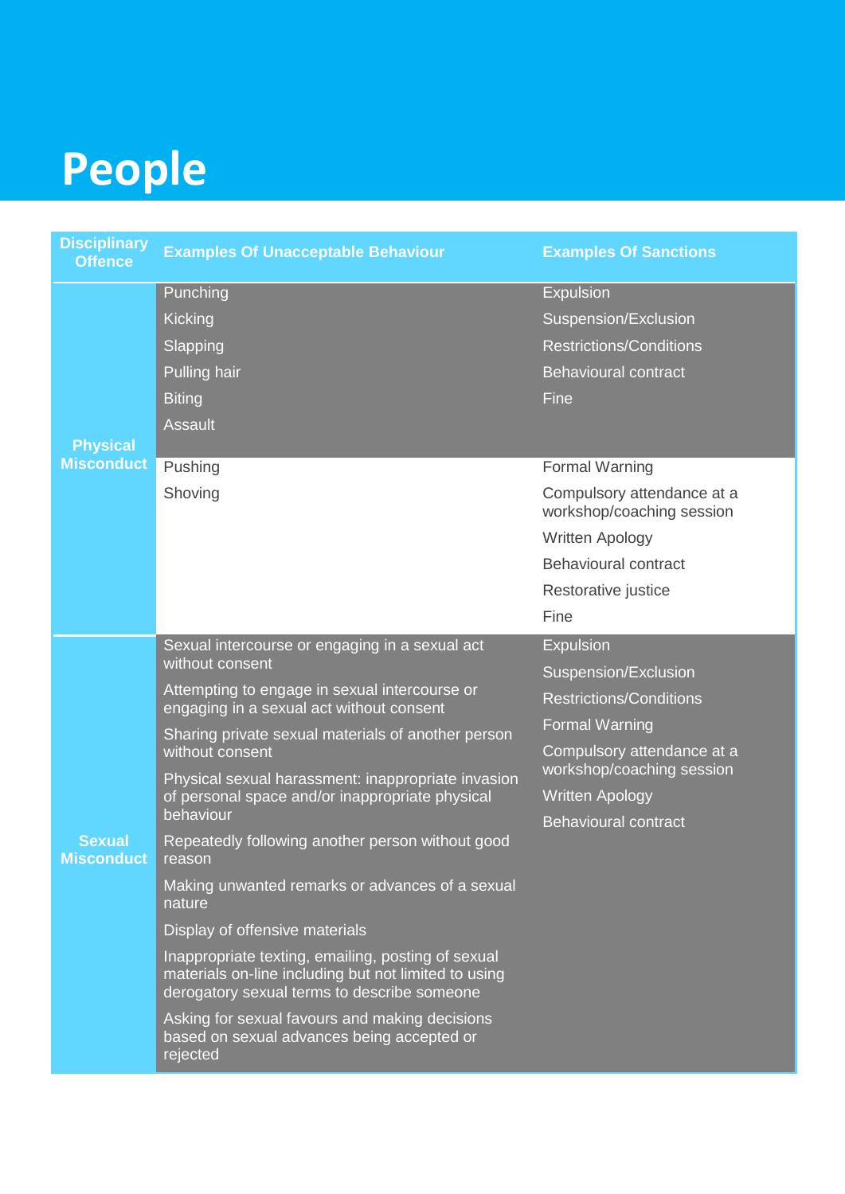# People

| Disciplinary Offence | Examples Of Unacceptable Behaviour | Examples Of Sanctions |
|---|---|---|
| Physical Misconduct | Punching<br>Kicking<br>Slapping<br>Pulling hair<br>Biting<br>Assault | Expulsion<br>Suspension/Exclusion<br>Restrictions/Conditions<br>Behavioural contract<br>Fine |
| | Pushing<br>Shoving | Formal Warning<br>Compulsory attendance at a workshop/coaching session<br>Written Apology<br>Behavioural contract<br>Restorative justice<br>Fine |
| Sexual Misconduct | Sexual intercourse or engaging in a sexual act without consent<br>Attempting to engage in sexual intercourse or engaging in a sexual act without consent<br>Sharing private sexual materials of another person without consent<br>Physical sexual harassment: inappropriate invasion of personal space and/or inappropriate physical behaviour<br>Repeatedly following another person without good reason<br>Making unwanted remarks or advances of a sexual nature<br>Display of offensive materials<br>Inappropriate texting, emailing, posting of sexual materials on-line including but not limited to using derogatory sexual terms to describe someone<br>Asking for sexual favours and making decisions based on sexual advances being accepted or rejected | Expulsion<br>Suspension/Exclusion<br>Restrictions/Conditions<br>Formal Warning<br>Compulsory attendance at a workshop/coaching session<br>Written Apology<br>Behavioural contract |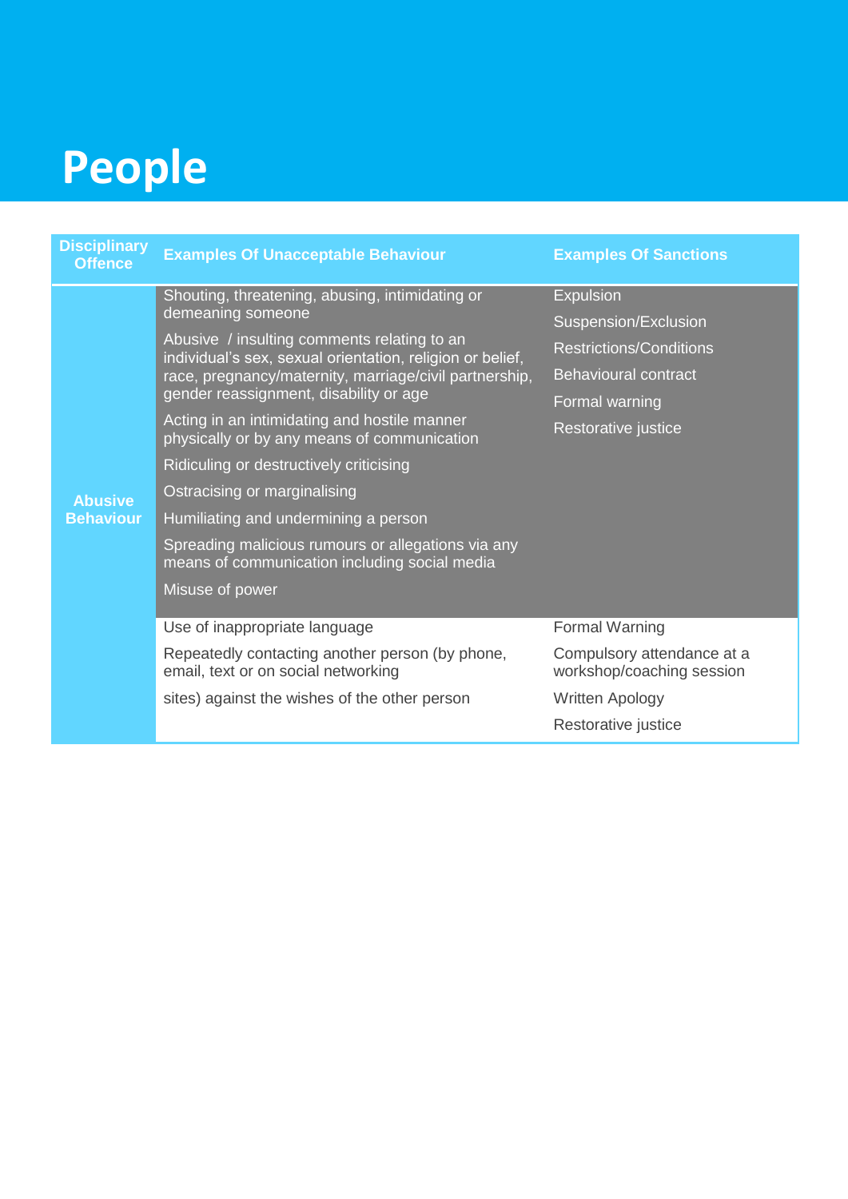# People

| Disciplinary Offence | Examples Of Unacceptable Behaviour | Examples Of Sanctions |
|---|---|---|
| Abusive Behaviour | Shouting, threatening, abusing, intimidating or demeaning someone<br><br>Abusive / insulting comments relating to an individual's sex, sexual orientation, religion or belief, race, pregnancy/maternity, marriage/civil partnership, gender reassignment, disability or age<br><br>Acting in an intimidating and hostile manner physically or by any means of communication<br><br>Ridiculing or destructively criticising<br><br>Ostracising or marginalising<br><br>Humiliating and undermining a person<br><br>Spreading malicious rumours or allegations via any means of communication including social media<br><br>Misuse of power | Expulsion<br><br>Suspension/Exclusion<br><br>Restrictions/Conditions<br><br>Behavioural contract<br><br>Formal warning<br><br>Restorative justice |
| | Use of inappropriate language<br><br>Repeatedly contacting another person (by phone, email, text or on social networking<br><br>sites) against the wishes of the other person | Formal Warning<br><br>Compulsory attendance at a workshop/coaching session<br><br>Written Apology<br><br>Restorative justice |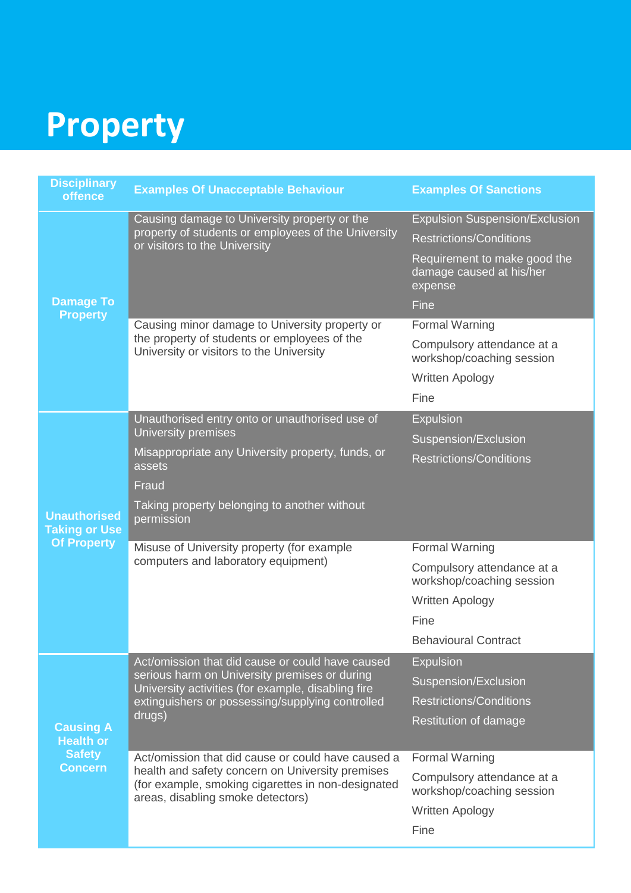# Property

| Disciplinary offence | Examples Of Unacceptable Behaviour | Examples Of Sanctions |
|---|---|---|
| Damage To Property | Causing damage to University property or the property of students or employees of the University or visitors to the University | Expulsion Suspension/Exclusion<br>Restrictions/Conditions<br>Requirement to make good the damage caused at his/her expense<br>Fine |
| | Causing minor damage to University property or the property of students or employees of the University or visitors to the University | Formal Warning<br>Compulsory attendance at a workshop/coaching session<br>Written Apology<br>Fine |
| Unauthorised Taking or Use Of Property | Unauthorised entry onto or unauthorised use of University premises<br>Misappropriate any University property, funds, or assets<br>Fraud<br>Taking property belonging to another without permission | Expulsion<br>Suspension/Exclusion<br>Restrictions/Conditions |
| | Misuse of University property (for example computers and laboratory equipment) | Formal Warning<br>Compulsory attendance at a workshop/coaching session<br>Written Apology<br>Fine<br>Behavioural Contract |
| Causing A Health or Safety Concern | Act/omission that did cause or could have caused serious harm on University premises or during University activities (for example, disabling fire extinguishers or possessing/supplying controlled drugs) | Expulsion<br>Suspension/Exclusion<br>Restrictions/Conditions<br>Restitution of damage |
| | Act/omission that did cause or could have caused a health and safety concern on University premises (for example, smoking cigarettes in non-designated areas, disabling smoke detectors) | Formal Warning<br>Compulsory attendance at a workshop/coaching session<br>Written Apology<br>Fine |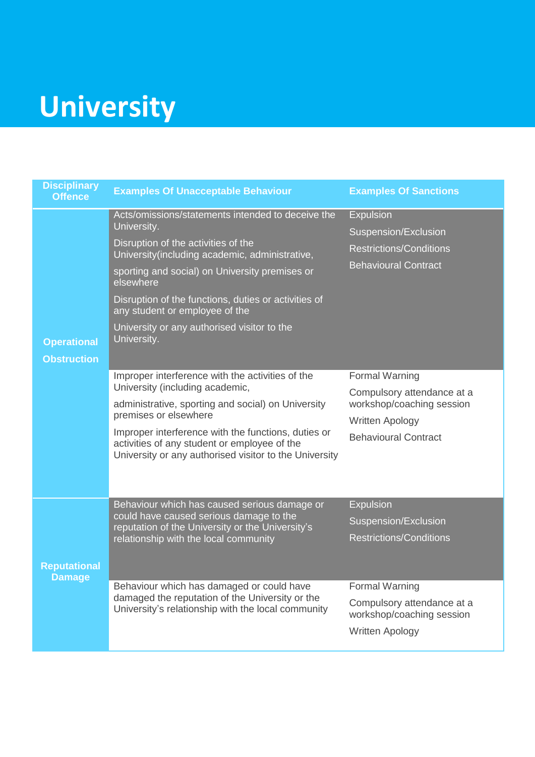# University

| Disciplinary Offence | Examples Of Unacceptable Behaviour | Examples Of Sanctions |
|---|---|---|
| Operational Obstruction | Acts/omissions/statements intended to deceive the University.<br>Disruption of the activities of the University(including academic, administrative, sporting and social) on University premises or elsewhere<br>Disruption of the functions, duties or activities of any student or employee of the University or any authorised visitor to the University. | Expulsion<br>Suspension/Exclusion<br>Restrictions/Conditions<br>Behavioural Contract |
| | Improper interference with the activities of the University (including academic, administrative, sporting and social) on University premises or elsewhere<br>Improper interference with the functions, duties or activities of any student or employee of the University or any authorised visitor to the University | Formal Warning<br>Compulsory attendance at a workshop/coaching session<br>Written Apology<br>Behavioural Contract |
| Reputational Damage | Behaviour which has caused serious damage or could have caused serious damage to the reputation of the University or the University's relationship with the local community | Expulsion<br>Suspension/Exclusion<br>Restrictions/Conditions |
| | Behaviour which has damaged or could have damaged the reputation of the University or the University's relationship with the local community | Formal Warning<br>Compulsory attendance at a workshop/coaching session<br>Written Apology |